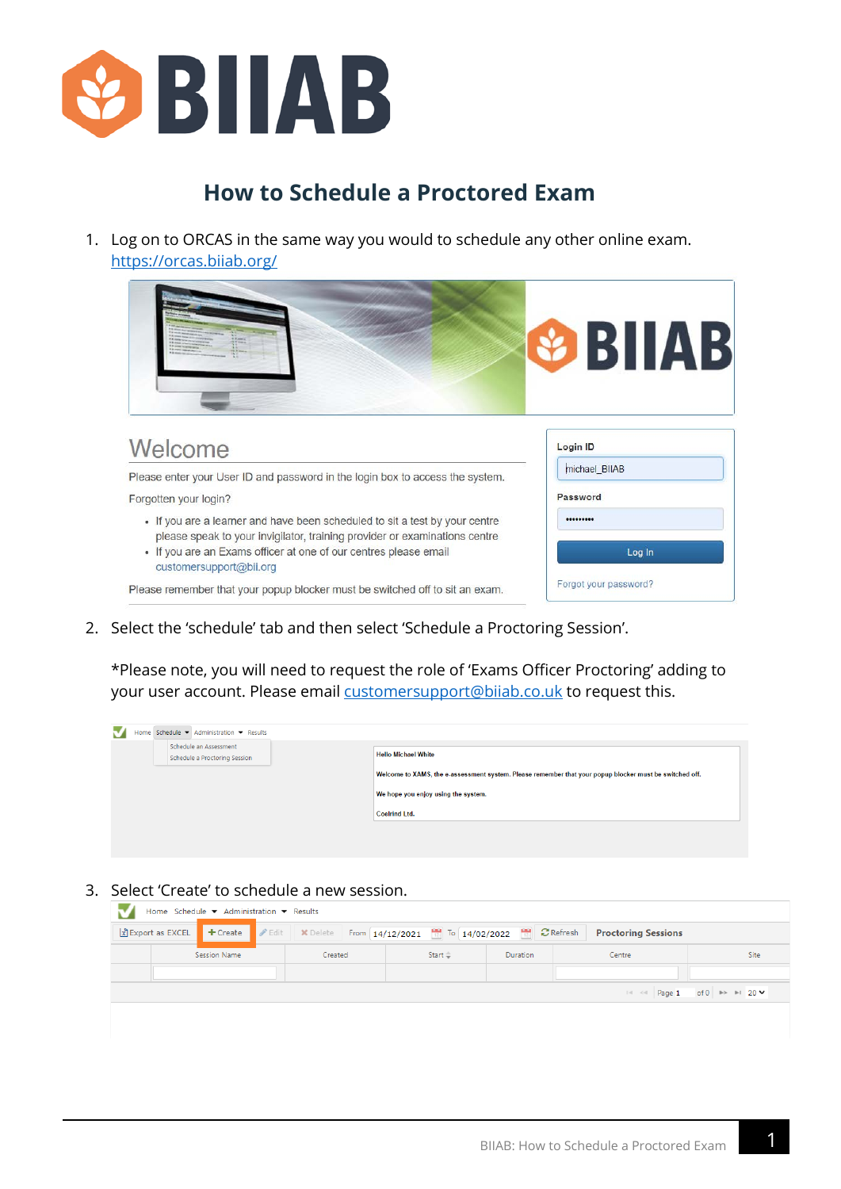# How to Schedule a Proctored Exam

1. Log on to ORCAS in the same way you would to schedule any other online exam. https://orcas.biiab.org/

2. Select the 'schedule' tab and then select 'Schedule a Proctoring Session'.

   *Please note, you will need to request the role of 'Exams Officer Proctoring' adding to your user account. Please email customersupport@biiab.co.uk to request this.

3. Select 'Create' to schedule a new session.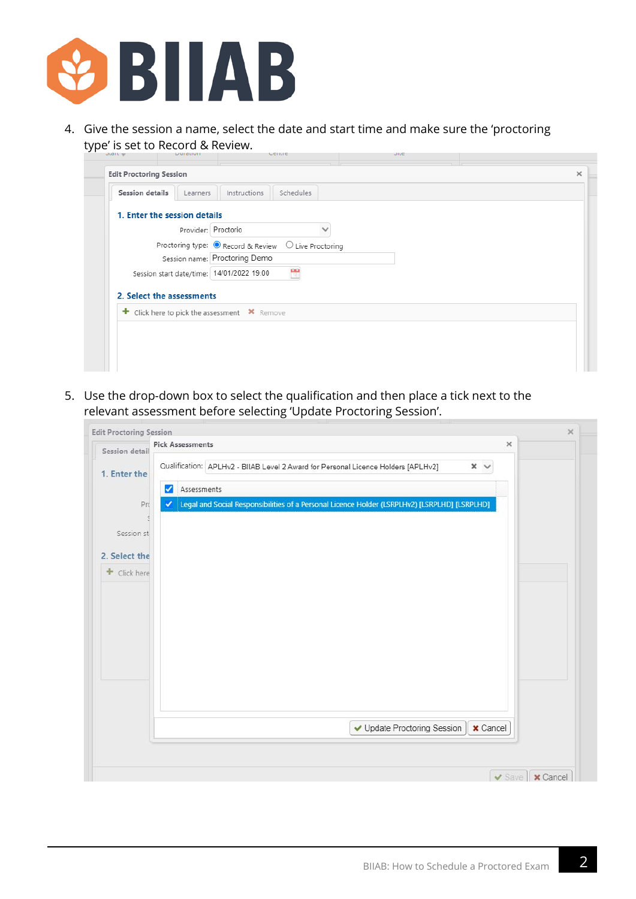4. Give the session a name, select the date and start time and make sure the 'proctoring type' is set to Record & Review.

5. Use the drop-down box to select the qualification and then place a tick next to the relevant assessment before selecting 'Update Proctoring Session'.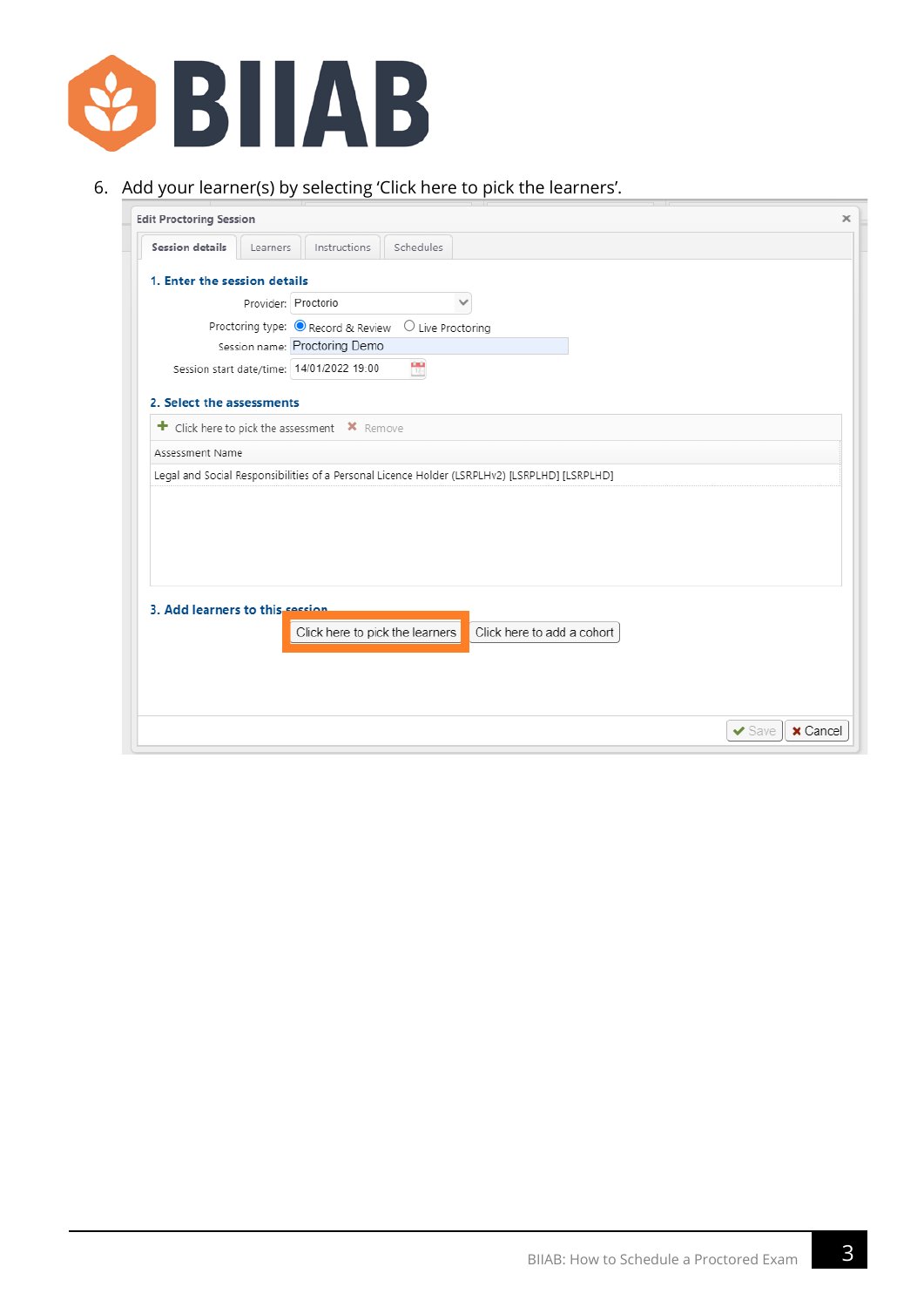6. Add your learner(s) by selecting 'Click here to pick the learners'.

Edit Proctoring Session

Session details | Learners | Instructions | Schedules

**1. Enter the session details**

Provider: Proctorio

Proctoring type: Record & Review   Live Proctoring

Session name: Proctoring Demo

Session start date/time: 14/01/2022 19:00

**2. Select the assessments**

Click here to pick the assessment   Remove

| Assessment Name |
| --- |
| Legal and Social Responsibilities of a Personal Licence Holder (LSRPLHv2) [LSRPLHD] [LSRPLHD] |

**3. Add learners to this session**

Click here to pick the learners   Click here to add a cohort

Save   Cancel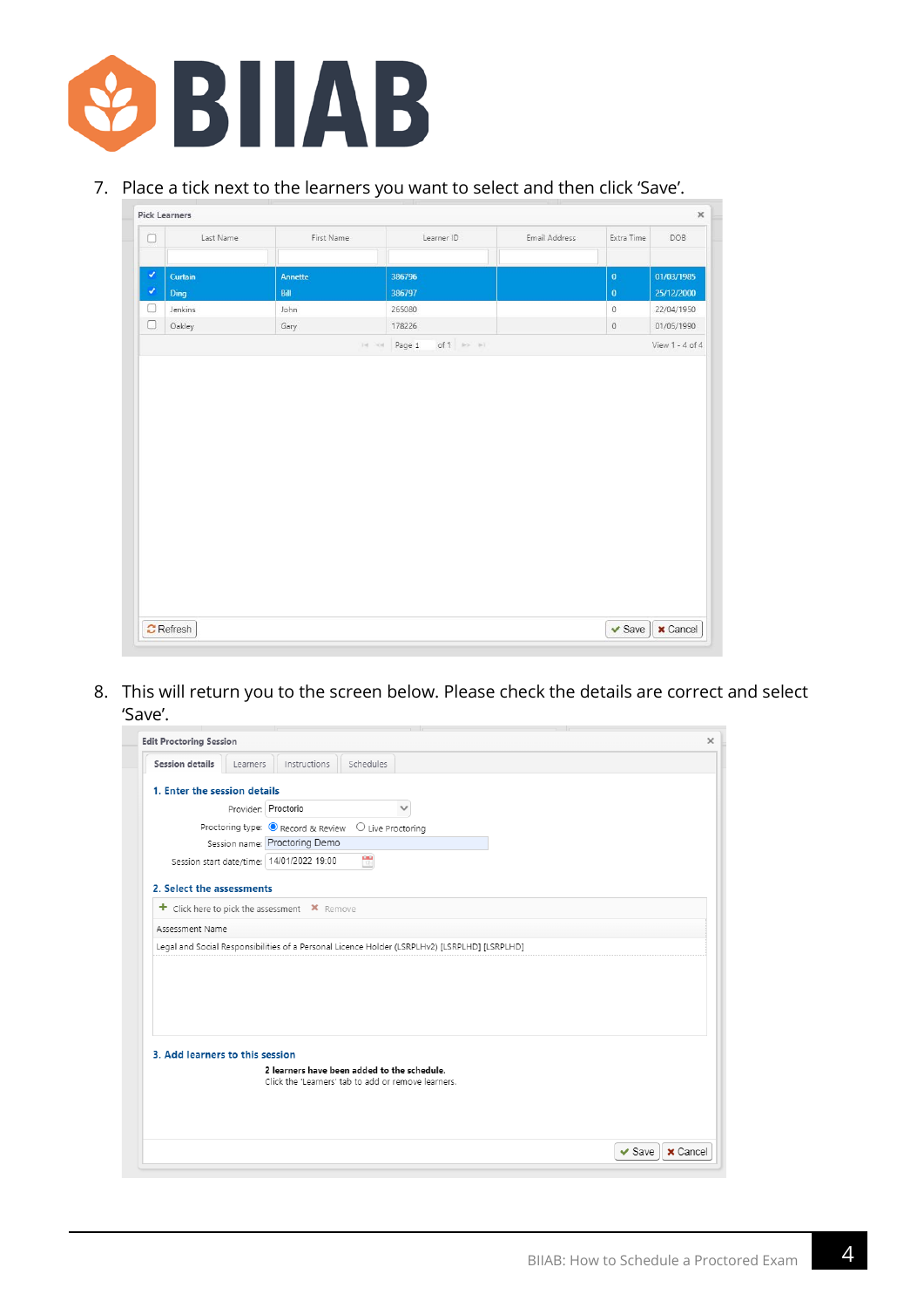7. Place a tick next to the learners you want to select and then click 'Save'.

Pick Learners

| | Last Name | First Name | Learner ID | Email Address | Extra Time | DOB |
|---|---|---|---|---|---|---|
| ✓ | Curtain | Annette | 386796 | | 0 | 01/03/1985 |
| ✓ | Ding | Bill | 386797 | | 0 | 25/12/2000 |
| | Jenkins | John | 265080 | | 0 | 22/04/1950 |
| | Oakley | Gary | 178226 | | 0 | 01/05/1990 |

Page 1 of 1 — View 1 - 4 of 4

Refresh — Save — Cancel

8. This will return you to the screen below. Please check the details are correct and select 'Save'.

Edit Proctoring Session

Session details | Learners | Instructions | Schedules

1. Enter the session details

Provider: Proctorio

Proctoring type: Record & Review / Live Proctoring

Session name: Proctoring Demo

Session start date/time: 14/01/2022 19:00

2. Select the assessments

Click here to pick the assessment — Remove

Assessment Name

Legal and Social Responsibilities of a Personal Licence Holder (LSRPLHv2) [LSRPLHD] [LSRPLHD]

3. Add learners to this session

**2 learners have been added to the schedule.**

Click the 'Learners' tab to add or remove learners.

Save — Cancel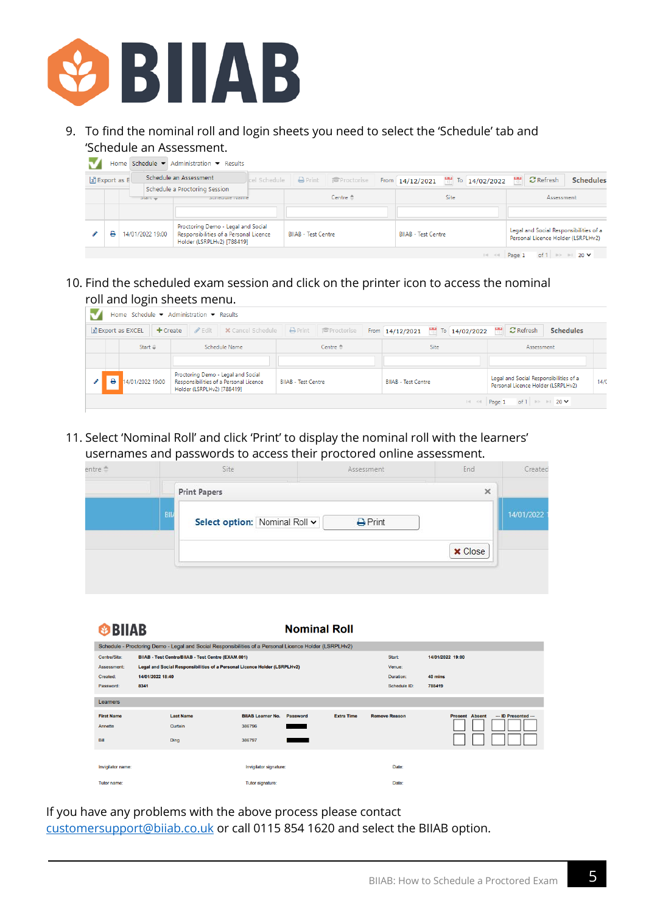9. To find the nominal roll and login sheets you need to select the 'Schedule' tab and 'Schedule an Assessment.

10. Find the scheduled exam session and click on the printer icon to access the nominal roll and login sheets menu.

11. Select 'Nominal Roll' and click 'Print' to display the nominal roll with the learners' usernames and passwords to access their proctored online assessment.

If you have any problems with the above process please contact customersupport@biiab.co.uk or call 0115 854 1620 and select the BIIAB option.